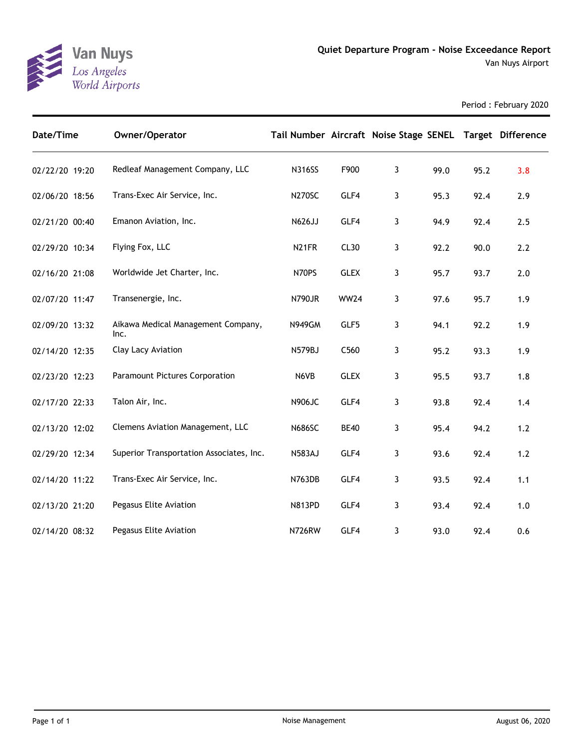Van Nuys
Los Angeles
World Airports

# Quiet Departure Program - Noise Exceedance Report

Van Nuys Airport

Period : February 2020

| Date/Time | Owner/Operator | Tail Number | Aircraft | Noise Stage | SENEL | Target | Difference |
|---|---|---|---|---|---|---|---|
| 02/22/20 19:20 | Redleaf Management Company, LLC | N316SS | F900 | 3 | 99.0 | 95.2 | 3.8 |
| 02/06/20 18:56 | Trans-Exec Air Service, Inc. | N270SC | GLF4 | 3 | 95.3 | 92.4 | 2.9 |
| 02/21/20 00:40 | Emanon Aviation, Inc. | N626JJ | GLF4 | 3 | 94.9 | 92.4 | 2.5 |
| 02/29/20 10:34 | Flying Fox, LLC | N21FR | CL30 | 3 | 92.2 | 90.0 | 2.2 |
| 02/16/20 21:08 | Worldwide Jet Charter, Inc. | N70PS | GLEX | 3 | 95.7 | 93.7 | 2.0 |
| 02/07/20 11:47 | Transenergie, Inc. | N790JR | WW24 | 3 | 97.6 | 95.7 | 1.9 |
| 02/09/20 13:32 | Aikawa Medical Management Company, Inc. | N949GM | GLF5 | 3 | 94.1 | 92.2 | 1.9 |
| 02/14/20 12:35 | Clay Lacy Aviation | N579BJ | C560 | 3 | 95.2 | 93.3 | 1.9 |
| 02/23/20 12:23 | Paramount Pictures Corporation | N6VB | GLEX | 3 | 95.5 | 93.7 | 1.8 |
| 02/17/20 22:33 | Talon Air, Inc. | N906JC | GLF4 | 3 | 93.8 | 92.4 | 1.4 |
| 02/13/20 12:02 | Clemens Aviation Management, LLC | N686SC | BE40 | 3 | 95.4 | 94.2 | 1.2 |
| 02/29/20 12:34 | Superior Transportation Associates, Inc. | N583AJ | GLF4 | 3 | 93.6 | 92.4 | 1.2 |
| 02/14/20 11:22 | Trans-Exec Air Service, Inc. | N763DB | GLF4 | 3 | 93.5 | 92.4 | 1.1 |
| 02/13/20 21:20 | Pegasus Elite Aviation | N813PD | GLF4 | 3 | 93.4 | 92.4 | 1.0 |
| 02/14/20 08:32 | Pegasus Elite Aviation | N726RW | GLF4 | 3 | 93.0 | 92.4 | 0.6 |

Noise Management

August 06, 2020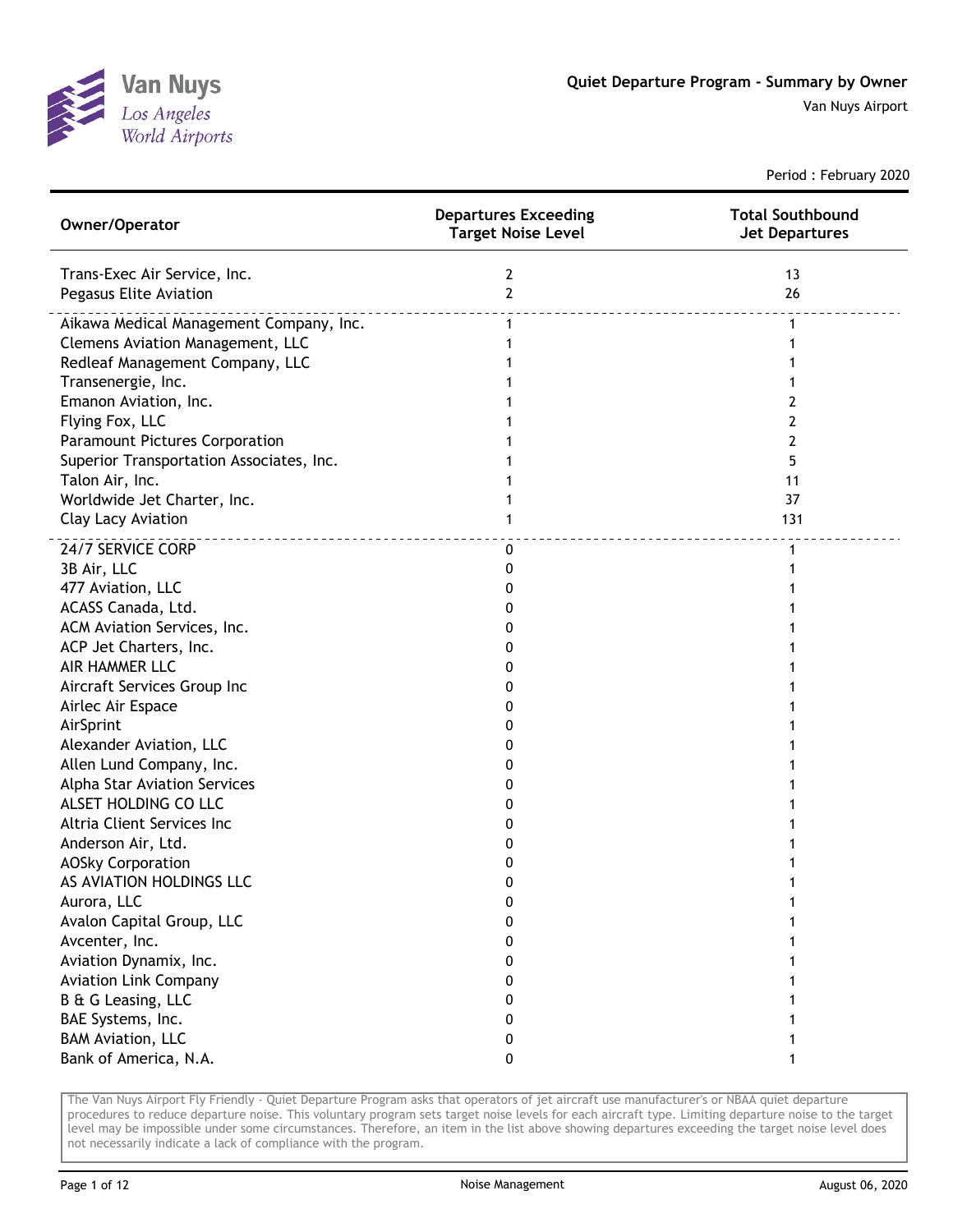# Quiet Departure Program - Summary by Owner

Van Nuys Airport

Period : February 2020

| Owner/Operator | Departures Exceeding Target Noise Level | Total Southbound Jet Departures |
|---|---|---|
| Trans-Exec Air Service, Inc. | 2 | 13 |
| Pegasus Elite Aviation | 2 | 26 |
| Aikawa Medical Management Company, Inc. | 1 | 1 |
| Clemens Aviation Management, LLC | 1 | 1 |
| Redleaf Management Company, LLC | 1 | 1 |
| Transenergie, Inc. | 1 | 1 |
| Emanon Aviation, Inc. | 1 | 2 |
| Flying Fox, LLC | 1 | 2 |
| Paramount Pictures Corporation | 1 | 2 |
| Superior Transportation Associates, Inc. | 1 | 5 |
| Talon Air, Inc. | 1 | 11 |
| Worldwide Jet Charter, Inc. | 1 | 37 |
| Clay Lacy Aviation | 1 | 131 |
| 24/7 SERVICE CORP | 0 | 1 |
| 3B Air, LLC | 0 | 1 |
| 477 Aviation, LLC | 0 | 1 |
| ACASS Canada, Ltd. | 0 | 1 |
| ACM Aviation Services, Inc. | 0 | 1 |
| ACP Jet Charters, Inc. | 0 | 1 |
| AIR HAMMER LLC | 0 | 1 |
| Aircraft Services Group Inc | 0 | 1 |
| Airlec Air Espace | 0 | 1 |
| AirSprint | 0 | 1 |
| Alexander Aviation, LLC | 0 | 1 |
| Allen Lund Company, Inc. | 0 | 1 |
| Alpha Star Aviation Services | 0 | 1 |
| ALSET HOLDING CO LLC | 0 | 1 |
| Altria Client Services Inc | 0 | 1 |
| Anderson Air, Ltd. | 0 | 1 |
| AOSky Corporation | 0 | 1 |
| AS AVIATION HOLDINGS LLC | 0 | 1 |
| Aurora, LLC | 0 | 1 |
| Avalon Capital Group, LLC | 0 | 1 |
| Avcenter, Inc. | 0 | 1 |
| Aviation Dynamix, Inc. | 0 | 1 |
| Aviation Link Company | 0 | 1 |
| B & G Leasing, LLC | 0 | 1 |
| BAE Systems, Inc. | 0 | 1 |
| BAM Aviation, LLC | 0 | 1 |
| Bank of America, N.A. | 0 | 1 |

The Van Nuys Airport Fly Friendly - Quiet Departure Program asks that operators of jet aircraft use manufacturer's or NBAA quiet departure procedures to reduce departure noise. This voluntary program sets target noise levels for each aircraft type. Limiting departure noise to the target level may be impossible under some circumstances. Therefore, an item in the list above showing departures exceeding the target noise level does not necessarily indicate a lack of compliance with the program.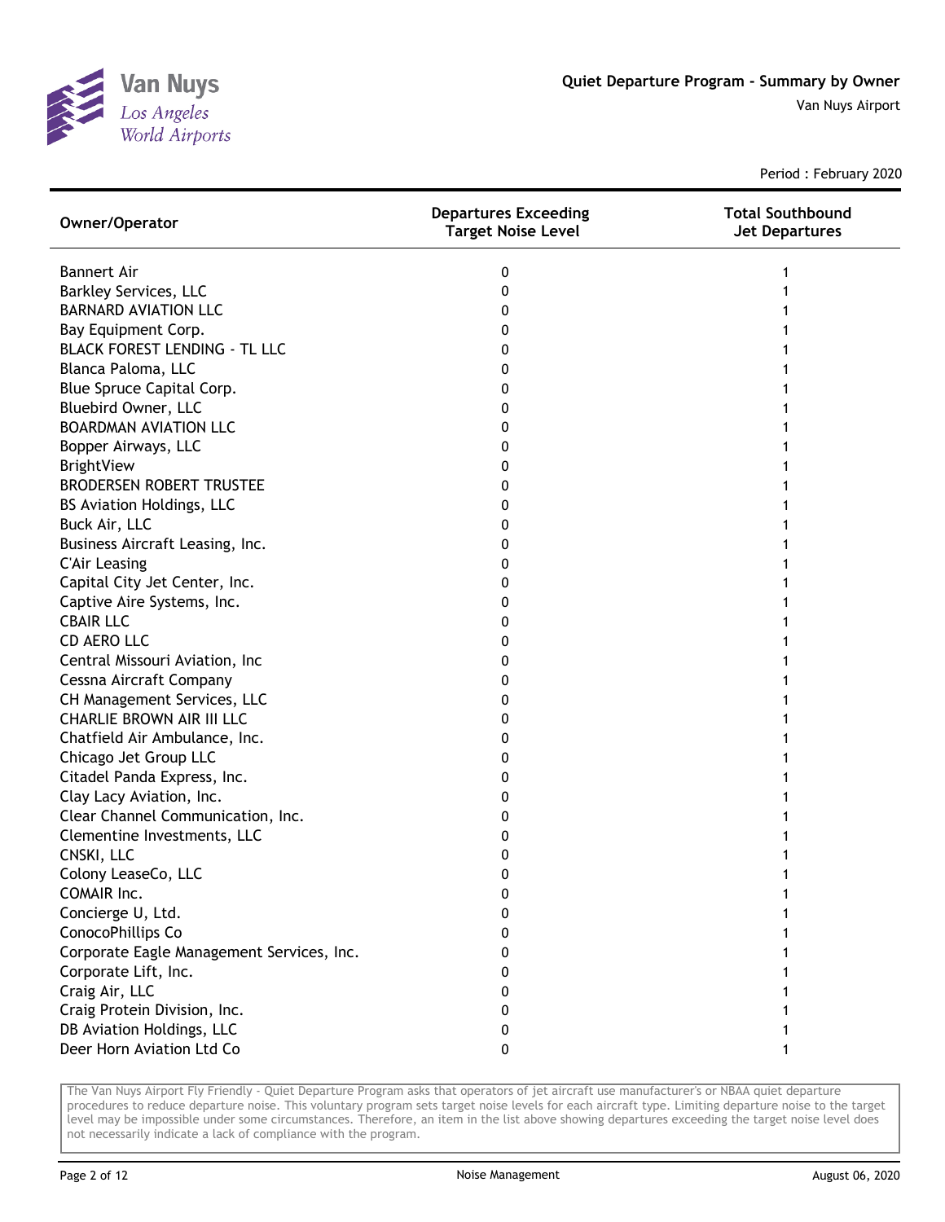# Quiet Departure Program - Summary by Owner

Van Nuys Airport

Period : February 2020

| Owner/Operator | Departures Exceeding Target Noise Level | Total Southbound Jet Departures |
|---|---|---|
| Bannert Air | 0 | 1 |
| Barkley Services, LLC | 0 | 1 |
| BARNARD AVIATION LLC | 0 | 1 |
| Bay Equipment Corp. | 0 | 1 |
| BLACK FOREST LENDING - TL LLC | 0 | 1 |
| Blanca Paloma, LLC | 0 | 1 |
| Blue Spruce Capital Corp. | 0 | 1 |
| Bluebird Owner, LLC | 0 | 1 |
| BOARDMAN AVIATION LLC | 0 | 1 |
| Bopper Airways, LLC | 0 | 1 |
| BrightView | 0 | 1 |
| BRODERSEN ROBERT TRUSTEE | 0 | 1 |
| BS Aviation Holdings, LLC | 0 | 1 |
| Buck Air, LLC | 0 | 1 |
| Business Aircraft Leasing, Inc. | 0 | 1 |
| C'Air Leasing | 0 | 1 |
| Capital City Jet Center, Inc. | 0 | 1 |
| Captive Aire Systems, Inc. | 0 | 1 |
| CBAIR LLC | 0 | 1 |
| CD AERO LLC | 0 | 1 |
| Central Missouri Aviation, Inc | 0 | 1 |
| Cessna Aircraft Company | 0 | 1 |
| CH Management Services, LLC | 0 | 1 |
| CHARLIE BROWN AIR III LLC | 0 | 1 |
| Chatfield Air Ambulance, Inc. | 0 | 1 |
| Chicago Jet Group LLC | 0 | 1 |
| Citadel Panda Express, Inc. | 0 | 1 |
| Clay Lacy Aviation, Inc. | 0 | 1 |
| Clear Channel Communication, Inc. | 0 | 1 |
| Clementine Investments, LLC | 0 | 1 |
| CNSKI, LLC | 0 | 1 |
| Colony LeaseCo, LLC | 0 | 1 |
| COMAIR Inc. | 0 | 1 |
| Concierge U, Ltd. | 0 | 1 |
| ConocoPhillips Co | 0 | 1 |
| Corporate Eagle Management Services, Inc. | 0 | 1 |
| Corporate Lift, Inc. | 0 | 1 |
| Craig Air, LLC | 0 | 1 |
| Craig Protein Division, Inc. | 0 | 1 |
| DB Aviation Holdings, LLC | 0 | 1 |
| Deer Horn Aviation Ltd Co | 0 | 1 |

The Van Nuys Airport Fly Friendly - Quiet Departure Program asks that operators of jet aircraft use manufacturer's or NBAA quiet departure procedures to reduce departure noise. This voluntary program sets target noise levels for each aircraft type. Limiting departure noise to the target level may be impossible under some circumstances. Therefore, an item in the list above showing departures exceeding the target noise level does not necessarily indicate a lack of compliance with the program.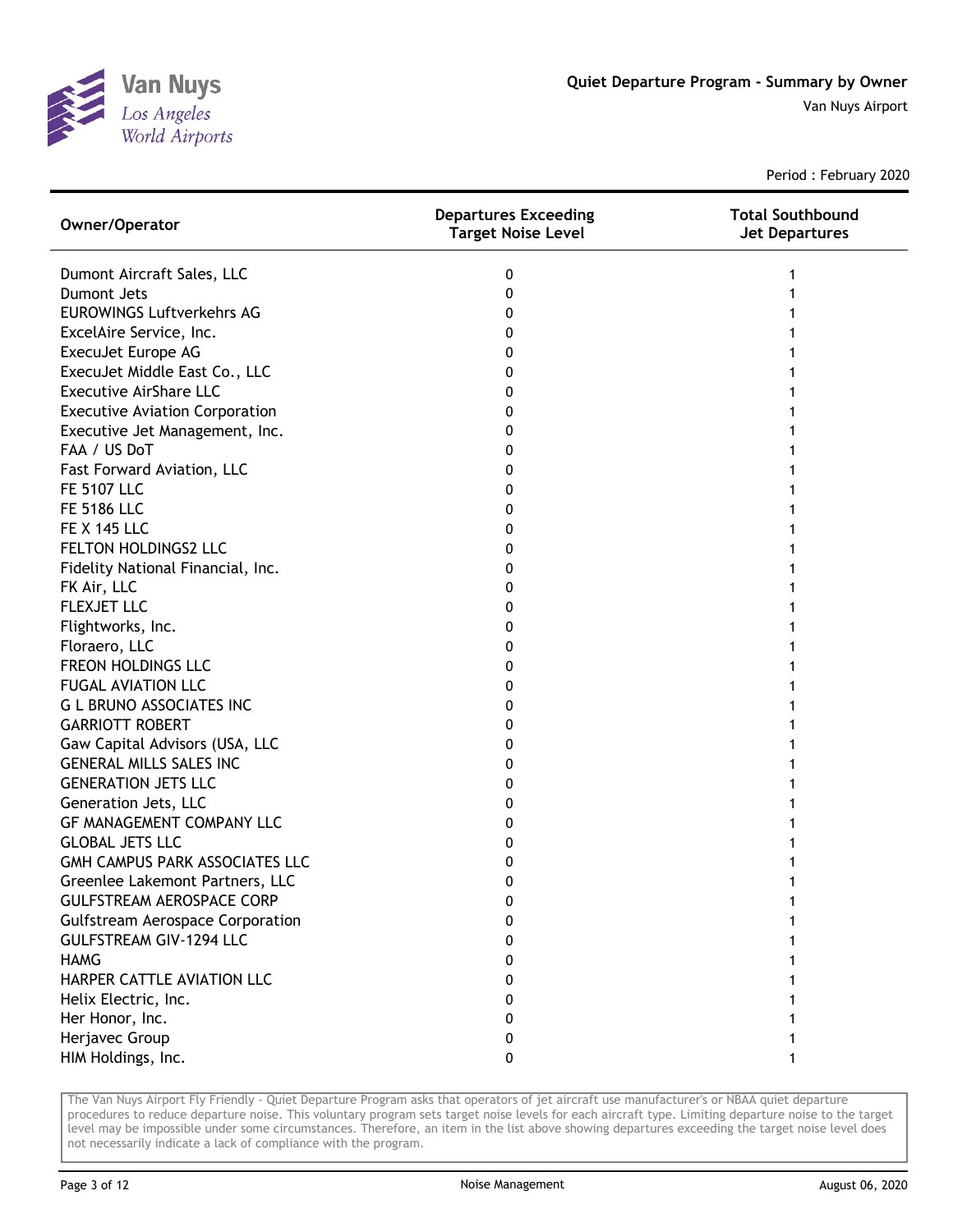# Quiet Departure Program - Summary by Owner

Van Nuys Airport

Period : February 2020

| Owner/Operator | Departures Exceeding Target Noise Level | Total Southbound Jet Departures |
|---|---|---|
| Dumont Aircraft Sales, LLC | 0 | 1 |
| Dumont Jets | 0 | 1 |
| EUROWINGS Luftverkehrs AG | 0 | 1 |
| ExcelAire Service, Inc. | 0 | 1 |
| ExecuJet Europe AG | 0 | 1 |
| ExecuJet Middle East Co., LLC | 0 | 1 |
| Executive AirShare LLC | 0 | 1 |
| Executive Aviation Corporation | 0 | 1 |
| Executive Jet Management, Inc. | 0 | 1 |
| FAA / US DoT | 0 | 1 |
| Fast Forward Aviation, LLC | 0 | 1 |
| FE 5107 LLC | 0 | 1 |
| FE 5186 LLC | 0 | 1 |
| FE X 145 LLC | 0 | 1 |
| FELTON HOLDINGS2 LLC | 0 | 1 |
| Fidelity National Financial, Inc. | 0 | 1 |
| FK Air, LLC | 0 | 1 |
| FLEXJET LLC | 0 | 1 |
| Flightworks, Inc. | 0 | 1 |
| Floraero, LLC | 0 | 1 |
| FREON HOLDINGS LLC | 0 | 1 |
| FUGAL AVIATION LLC | 0 | 1 |
| G L BRUNO ASSOCIATES INC | 0 | 1 |
| GARRIOTT ROBERT | 0 | 1 |
| Gaw Capital Advisors (USA, LLC | 0 | 1 |
| GENERAL MILLS SALES INC | 0 | 1 |
| GENERATION JETS LLC | 0 | 1 |
| Generation Jets, LLC | 0 | 1 |
| GF MANAGEMENT COMPANY LLC | 0 | 1 |
| GLOBAL JETS LLC | 0 | 1 |
| GMH CAMPUS PARK ASSOCIATES LLC | 0 | 1 |
| Greenlee Lakemont Partners, LLC | 0 | 1 |
| GULFSTREAM AEROSPACE CORP | 0 | 1 |
| Gulfstream Aerospace Corporation | 0 | 1 |
| GULFSTREAM GIV-1294 LLC | 0 | 1 |
| HAMG | 0 | 1 |
| HARPER CATTLE AVIATION LLC | 0 | 1 |
| Helix Electric, Inc. | 0 | 1 |
| Her Honor, Inc. | 0 | 1 |
| Herjavec Group | 0 | 1 |
| HIM Holdings, Inc. | 0 | 1 |

The Van Nuys Airport Fly Friendly - Quiet Departure Program asks that operators of jet aircraft use manufacturer's or NBAA quiet departure procedures to reduce departure noise. This voluntary program sets target noise levels for each aircraft type. Limiting departure noise to the target level may be impossible under some circumstances. Therefore, an item in the list above showing departures exceeding the target noise level does not necessarily indicate a lack of compliance with the program.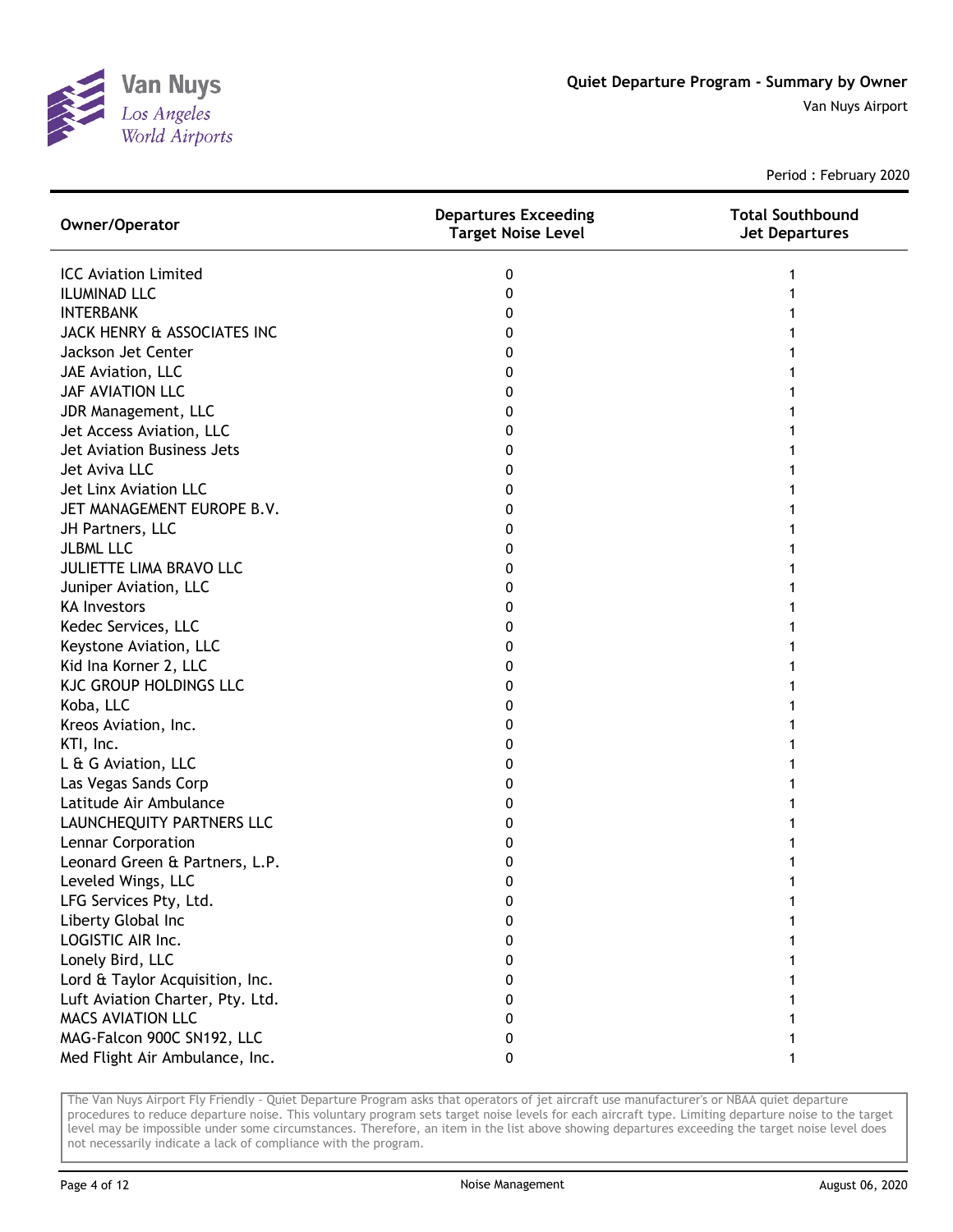# Quiet Departure Program - Summary by Owner

Van Nuys Airport

Period : February 2020

| Owner/Operator | Departures Exceeding Target Noise Level | Total Southbound Jet Departures |
|---|---|---|
| ICC Aviation Limited | 0 | 1 |
| ILUMINAD LLC | 0 | 1 |
| INTERBANK | 0 | 1 |
| JACK HENRY & ASSOCIATES INC | 0 | 1 |
| Jackson Jet Center | 0 | 1 |
| JAE Aviation, LLC | 0 | 1 |
| JAF AVIATION LLC | 0 | 1 |
| JDR Management, LLC | 0 | 1 |
| Jet Access Aviation, LLC | 0 | 1 |
| Jet Aviation Business Jets | 0 | 1 |
| Jet Aviva LLC | 0 | 1 |
| Jet Linx Aviation LLC | 0 | 1 |
| JET MANAGEMENT EUROPE B.V. | 0 | 1 |
| JH Partners, LLC | 0 | 1 |
| JLBML LLC | 0 | 1 |
| JULIETTE LIMA BRAVO LLC | 0 | 1 |
| Juniper Aviation, LLC | 0 | 1 |
| KA Investors | 0 | 1 |
| Kedec Services, LLC | 0 | 1 |
| Keystone Aviation, LLC | 0 | 1 |
| Kid Ina Korner 2, LLC | 0 | 1 |
| KJC GROUP HOLDINGS LLC | 0 | 1 |
| Koba, LLC | 0 | 1 |
| Kreos Aviation, Inc. | 0 | 1 |
| KTI, Inc. | 0 | 1 |
| L & G Aviation, LLC | 0 | 1 |
| Las Vegas Sands Corp | 0 | 1 |
| Latitude Air Ambulance | 0 | 1 |
| LAUNCHEQUITY PARTNERS LLC | 0 | 1 |
| Lennar Corporation | 0 | 1 |
| Leonard Green & Partners, L.P. | 0 | 1 |
| Leveled Wings, LLC | 0 | 1 |
| LFG Services Pty, Ltd. | 0 | 1 |
| Liberty Global Inc | 0 | 1 |
| LOGISTIC AIR Inc. | 0 | 1 |
| Lonely Bird, LLC | 0 | 1 |
| Lord & Taylor Acquisition, Inc. | 0 | 1 |
| Luft Aviation Charter, Pty. Ltd. | 0 | 1 |
| MACS AVIATION LLC | 0 | 1 |
| MAG-Falcon 900C SN192, LLC | 0 | 1 |
| Med Flight Air Ambulance, Inc. | 0 | 1 |

The Van Nuys Airport Fly Friendly - Quiet Departure Program asks that operators of jet aircraft use manufacturer's or NBAA quiet departure procedures to reduce departure noise. This voluntary program sets target noise levels for each aircraft type. Limiting departure noise to the target level may be impossible under some circumstances. Therefore, an item in the list above showing departures exceeding the target noise level does not necessarily indicate a lack of compliance with the program.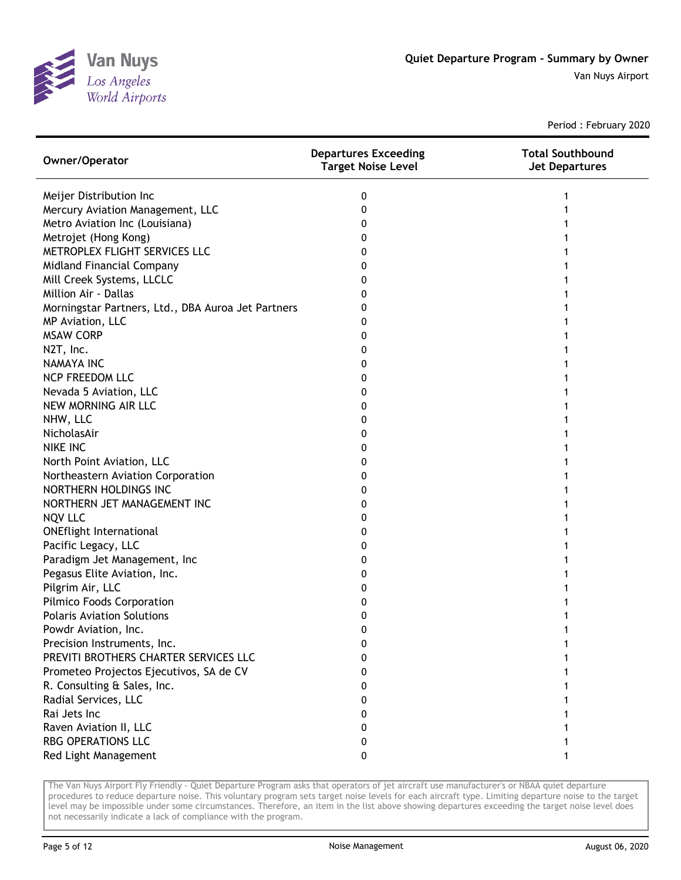# Quiet Departure Program - Summary by Owner

Van Nuys Airport

Period : February 2020

| Owner/Operator | Departures Exceeding Target Noise Level | Total Southbound Jet Departures |
|---|---|---|
| Meijer Distribution Inc | 0 | 1 |
| Mercury Aviation Management, LLC | 0 | 1 |
| Metro Aviation Inc (Louisiana) | 0 | 1 |
| Metrojet (Hong Kong) | 0 | 1 |
| METROPLEX FLIGHT SERVICES LLC | 0 | 1 |
| Midland Financial Company | 0 | 1 |
| Mill Creek Systems, LLCLC | 0 | 1 |
| Million Air - Dallas | 0 | 1 |
| Morningstar Partners, Ltd., DBA Auroa Jet Partners | 0 | 1 |
| MP Aviation, LLC | 0 | 1 |
| MSAW CORP | 0 | 1 |
| N2T, Inc. | 0 | 1 |
| NAMAYA INC | 0 | 1 |
| NCP FREEDOM LLC | 0 | 1 |
| Nevada 5 Aviation, LLC | 0 | 1 |
| NEW MORNING AIR LLC | 0 | 1 |
| NHW, LLC | 0 | 1 |
| NicholasAir | 0 | 1 |
| NIKE INC | 0 | 1 |
| North Point Aviation, LLC | 0 | 1 |
| Northeastern Aviation Corporation | 0 | 1 |
| NORTHERN HOLDINGS INC | 0 | 1 |
| NORTHERN JET MANAGEMENT INC | 0 | 1 |
| NQV LLC | 0 | 1 |
| ONEflight International | 0 | 1 |
| Pacific Legacy, LLC | 0 | 1 |
| Paradigm Jet Management, Inc | 0 | 1 |
| Pegasus Elite Aviation, Inc. | 0 | 1 |
| Pilgrim Air, LLC | 0 | 1 |
| Pilmico Foods Corporation | 0 | 1 |
| Polaris Aviation Solutions | 0 | 1 |
| Powdr Aviation, Inc. | 0 | 1 |
| Precision Instruments, Inc. | 0 | 1 |
| PREVITI BROTHERS CHARTER SERVICES LLC | 0 | 1 |
| Prometeo Projectos Ejecutivos, SA de CV | 0 | 1 |
| R. Consulting & Sales, Inc. | 0 | 1 |
| Radial Services, LLC | 0 | 1 |
| Rai Jets Inc | 0 | 1 |
| Raven Aviation II, LLC | 0 | 1 |
| RBG OPERATIONS LLC | 0 | 1 |
| Red Light Management | 0 | 1 |

The Van Nuys Airport Fly Friendly - Quiet Departure Program asks that operators of jet aircraft use manufacturer's or NBAA quiet departure procedures to reduce departure noise. This voluntary program sets target noise levels for each aircraft type. Limiting departure noise to the target level may be impossible under some circumstances. Therefore, an item in the list above showing departures exceeding the target noise level does not necessarily indicate a lack of compliance with the program.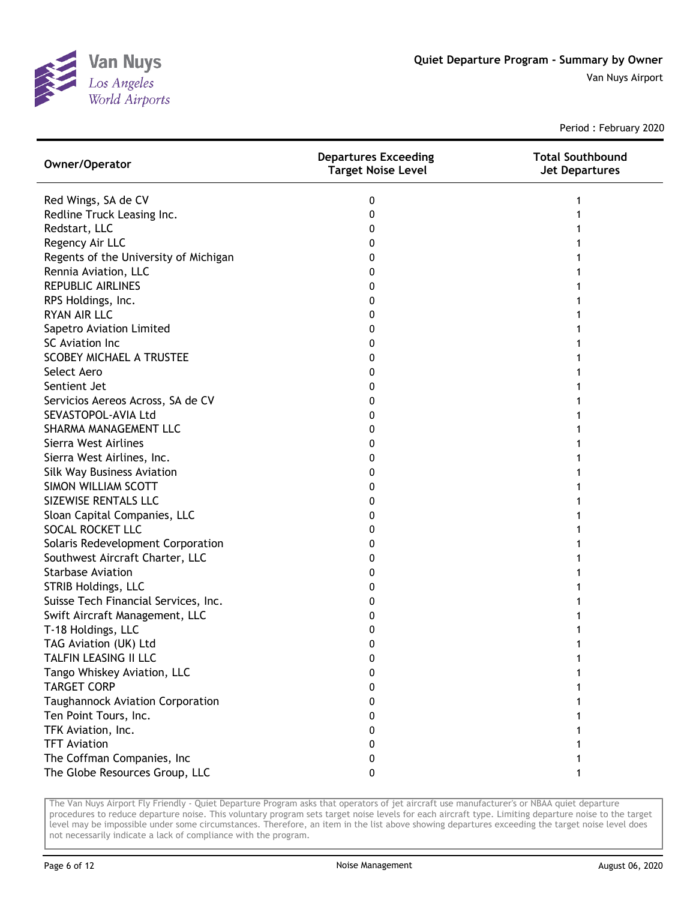# Quiet Departure Program - Summary by Owner

Van Nuys Airport

Period : February 2020

| Owner/Operator | Departures Exceeding Target Noise Level | Total Southbound Jet Departures |
|---|---|---|
| Red Wings, SA de CV | 0 | 1 |
| Redline Truck Leasing Inc. | 0 | 1 |
| Redstart, LLC | 0 | 1 |
| Regency Air LLC | 0 | 1 |
| Regents of the University of Michigan | 0 | 1 |
| Rennia Aviation, LLC | 0 | 1 |
| REPUBLIC AIRLINES | 0 | 1 |
| RPS Holdings, Inc. | 0 | 1 |
| RYAN AIR LLC | 0 | 1 |
| Sapetro Aviation Limited | 0 | 1 |
| SC Aviation Inc | 0 | 1 |
| SCOBEY MICHAEL A TRUSTEE | 0 | 1 |
| Select Aero | 0 | 1 |
| Sentient Jet | 0 | 1 |
| Servicios Aereos Across, SA de CV | 0 | 1 |
| SEVASTOPOL-AVIA Ltd | 0 | 1 |
| SHARMA MANAGEMENT LLC | 0 | 1 |
| Sierra West Airlines | 0 | 1 |
| Sierra West Airlines, Inc. | 0 | 1 |
| Silk Way Business Aviation | 0 | 1 |
| SIMON WILLIAM SCOTT | 0 | 1 |
| SIZEWISE RENTALS LLC | 0 | 1 |
| Sloan Capital Companies, LLC | 0 | 1 |
| SOCAL ROCKET LLC | 0 | 1 |
| Solaris Redevelopment Corporation | 0 | 1 |
| Southwest Aircraft Charter, LLC | 0 | 1 |
| Starbase Aviation | 0 | 1 |
| STRIB Holdings, LLC | 0 | 1 |
| Suisse Tech Financial Services, Inc. | 0 | 1 |
| Swift Aircraft Management, LLC | 0 | 1 |
| T-18 Holdings, LLC | 0 | 1 |
| TAG Aviation (UK) Ltd | 0 | 1 |
| TALFIN LEASING II LLC | 0 | 1 |
| Tango Whiskey Aviation, LLC | 0 | 1 |
| TARGET CORP | 0 | 1 |
| Taughannock Aviation Corporation | 0 | 1 |
| Ten Point Tours, Inc. | 0 | 1 |
| TFK Aviation, Inc. | 0 | 1 |
| TFT Aviation | 0 | 1 |
| The Coffman Companies, Inc | 0 | 1 |
| The Globe Resources Group, LLC | 0 | 1 |

The Van Nuys Airport Fly Friendly - Quiet Departure Program asks that operators of jet aircraft use manufacturer's or NBAA quiet departure procedures to reduce departure noise. This voluntary program sets target noise levels for each aircraft type. Limiting departure noise to the target level may be impossible under some circumstances. Therefore, an item in the list above showing departures exceeding the target noise level does not necessarily indicate a lack of compliance with the program.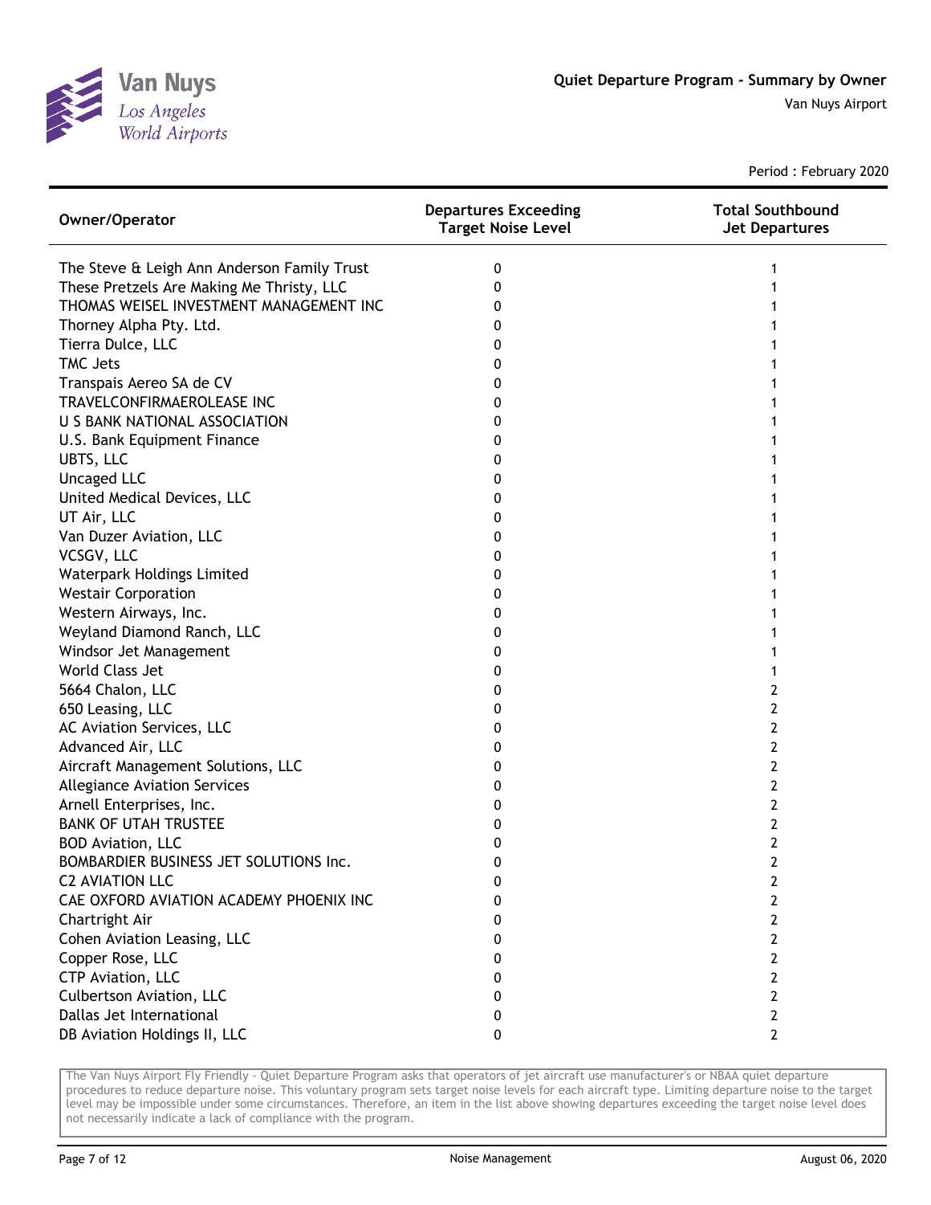# Quiet Departure Program - Summary by Owner

Van Nuys Airport

Period : February 2020

| Owner/Operator | Departures Exceeding Target Noise Level | Total Southbound Jet Departures |
|---|---|---|
| The Steve & Leigh Ann Anderson Family Trust | 0 | 1 |
| These Pretzels Are Making Me Thristy, LLC | 0 | 1 |
| THOMAS WEISEL INVESTMENT MANAGEMENT INC | 0 | 1 |
| Thorney Alpha Pty. Ltd. | 0 | 1 |
| Tierra Dulce, LLC | 0 | 1 |
| TMC Jets | 0 | 1 |
| Transpais Aereo SA de CV | 0 | 1 |
| TRAVELCONFIRMAEROLEASE INC | 0 | 1 |
| U S BANK NATIONAL ASSOCIATION | 0 | 1 |
| U.S. Bank Equipment Finance | 0 | 1 |
| UBTS, LLC | 0 | 1 |
| Uncaged LLC | 0 | 1 |
| United Medical Devices, LLC | 0 | 1 |
| UT Air, LLC | 0 | 1 |
| Van Duzer Aviation, LLC | 0 | 1 |
| VCSGV, LLC | 0 | 1 |
| Waterpark Holdings Limited | 0 | 1 |
| Westair Corporation | 0 | 1 |
| Western Airways, Inc. | 0 | 1 |
| Weyland Diamond Ranch, LLC | 0 | 1 |
| Windsor Jet Management | 0 | 1 |
| World Class Jet | 0 | 1 |
| 5664 Chalon, LLC | 0 | 2 |
| 650 Leasing, LLC | 0 | 2 |
| AC Aviation Services, LLC | 0 | 2 |
| Advanced Air, LLC | 0 | 2 |
| Aircraft Management Solutions, LLC | 0 | 2 |
| Allegiance Aviation Services | 0 | 2 |
| Arnell Enterprises, Inc. | 0 | 2 |
| BANK OF UTAH TRUSTEE | 0 | 2 |
| BOD Aviation, LLC | 0 | 2 |
| BOMBARDIER BUSINESS JET SOLUTIONS Inc. | 0 | 2 |
| C2 AVIATION LLC | 0 | 2 |
| CAE OXFORD AVIATION ACADEMY PHOENIX INC | 0 | 2 |
| Chartright Air | 0 | 2 |
| Cohen Aviation Leasing, LLC | 0 | 2 |
| Copper Rose, LLC | 0 | 2 |
| CTP Aviation, LLC | 0 | 2 |
| Culbertson Aviation, LLC | 0 | 2 |
| Dallas Jet International | 0 | 2 |
| DB Aviation Holdings II, LLC | 0 | 2 |

The Van Nuys Airport Fly Friendly - Quiet Departure Program asks that operators of jet aircraft use manufacturer's or NBAA quiet departure procedures to reduce departure noise. This voluntary program sets target noise levels for each aircraft type. Limiting departure noise to the target level may be impossible under some circumstances. Therefore, an item in the list above showing departures exceeding the target noise level does not necessarily indicate a lack of compliance with the program.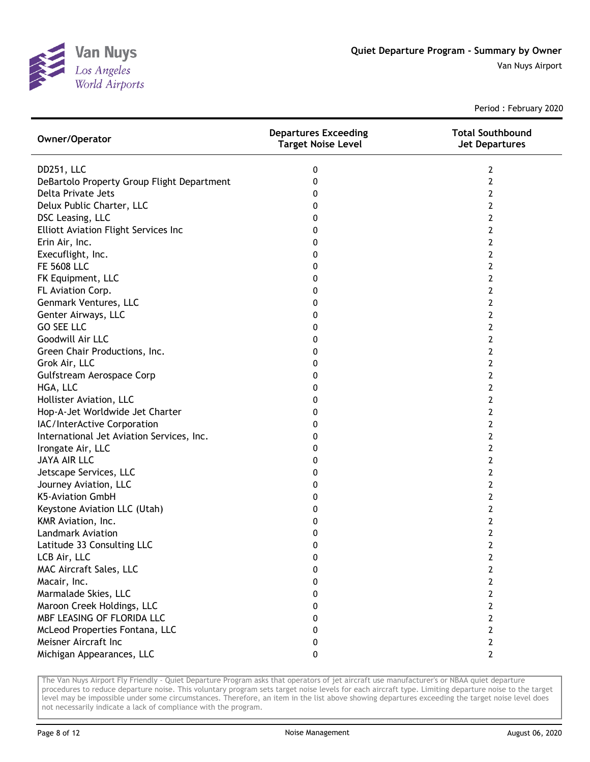# Quiet Departure Program - Summary by Owner

Van Nuys Airport

Period : February 2020

| Owner/Operator | Departures Exceeding Target Noise Level | Total Southbound Jet Departures |
|---|---|---|
| DD251, LLC | 0 | 2 |
| DeBartolo Property Group Flight Department | 0 | 2 |
| Delta Private Jets | 0 | 2 |
| Delux Public Charter, LLC | 0 | 2 |
| DSC Leasing, LLC | 0 | 2 |
| Elliott Aviation Flight Services Inc | 0 | 2 |
| Erin Air, Inc. | 0 | 2 |
| Execuflight, Inc. | 0 | 2 |
| FE 5608 LLC | 0 | 2 |
| FK Equipment, LLC | 0 | 2 |
| FL Aviation Corp. | 0 | 2 |
| Genmark Ventures, LLC | 0 | 2 |
| Genter Airways, LLC | 0 | 2 |
| GO SEE LLC | 0 | 2 |
| Goodwill Air LLC | 0 | 2 |
| Green Chair Productions, Inc. | 0 | 2 |
| Grok Air, LLC | 0 | 2 |
| Gulfstream Aerospace Corp | 0 | 2 |
| HGA, LLC | 0 | 2 |
| Hollister Aviation, LLC | 0 | 2 |
| Hop-A-Jet Worldwide Jet Charter | 0 | 2 |
| IAC/InterActive Corporation | 0 | 2 |
| International Jet Aviation Services, Inc. | 0 | 2 |
| Irongate Air, LLC | 0 | 2 |
| JAYA AIR LLC | 0 | 2 |
| Jetscape Services, LLC | 0 | 2 |
| Journey Aviation, LLC | 0 | 2 |
| K5-Aviation GmbH | 0 | 2 |
| Keystone Aviation LLC (Utah) | 0 | 2 |
| KMR Aviation, Inc. | 0 | 2 |
| Landmark Aviation | 0 | 2 |
| Latitude 33 Consulting LLC | 0 | 2 |
| LCB Air, LLC | 0 | 2 |
| MAC Aircraft Sales, LLC | 0 | 2 |
| Macair, Inc. | 0 | 2 |
| Marmalade Skies, LLC | 0 | 2 |
| Maroon Creek Holdings, LLC | 0 | 2 |
| MBF LEASING OF FLORIDA LLC | 0 | 2 |
| McLeod Properties Fontana, LLC | 0 | 2 |
| Meisner Aircraft Inc | 0 | 2 |
| Michigan Appearances, LLC | 0 | 2 |

The Van Nuys Airport Fly Friendly - Quiet Departure Program asks that operators of jet aircraft use manufacturer's or NBAA quiet departure procedures to reduce departure noise. This voluntary program sets target noise levels for each aircraft type. Limiting departure noise to the target level may be impossible under some circumstances. Therefore, an item in the list above showing departures exceeding the target noise level does not necessarily indicate a lack of compliance with the program.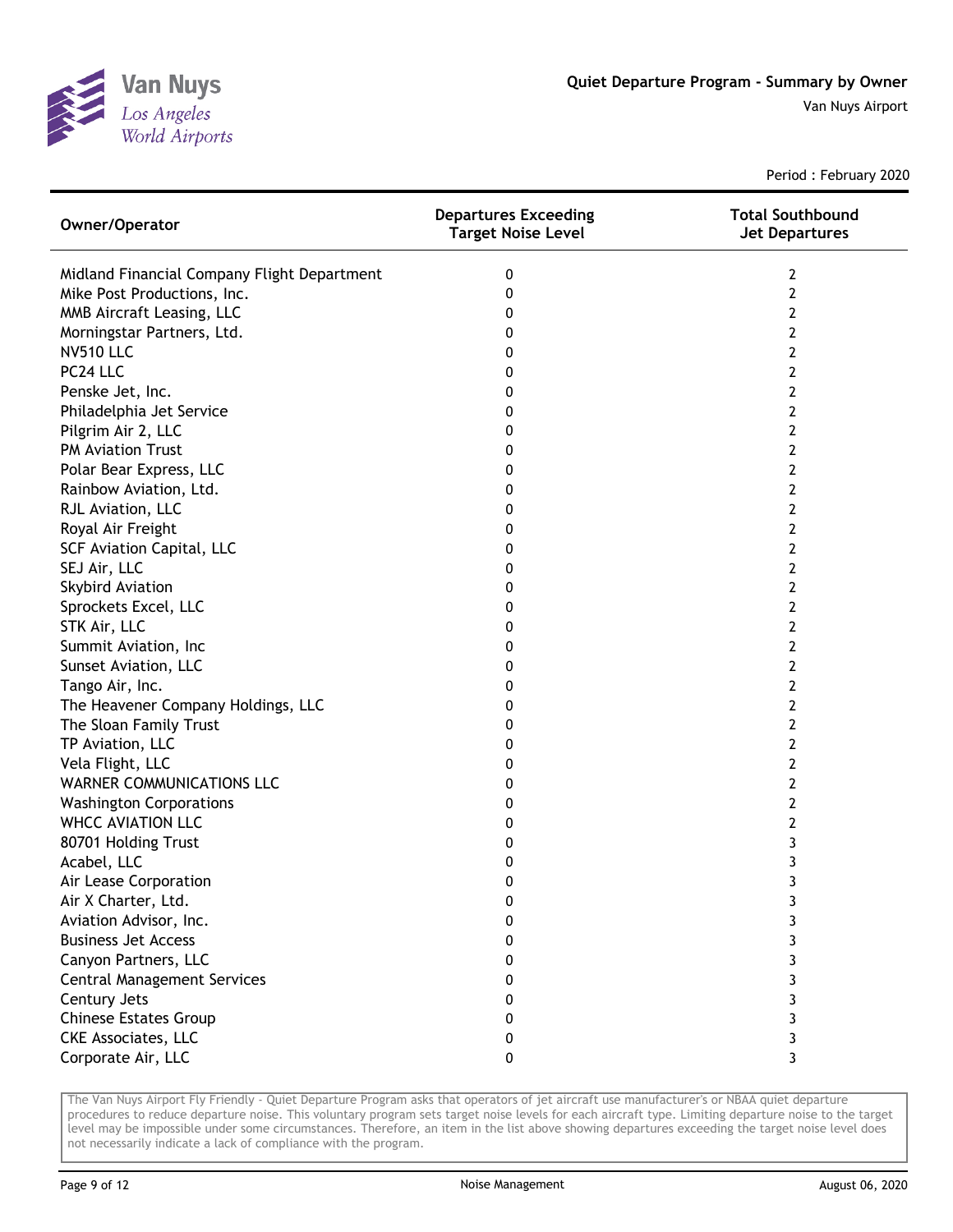Period : February 2020

| Owner/Operator | Departures Exceeding Target Noise Level | Total Southbound Jet Departures |
|---|---|---|
| Midland Financial Company Flight Department | 0 | 2 |
| Mike Post Productions, Inc. | 0 | 2 |
| MMB Aircraft Leasing, LLC | 0 | 2 |
| Morningstar Partners, Ltd. | 0 | 2 |
| NV510 LLC | 0 | 2 |
| PC24 LLC | 0 | 2 |
| Penske Jet, Inc. | 0 | 2 |
| Philadelphia Jet Service | 0 | 2 |
| Pilgrim Air 2, LLC | 0 | 2 |
| PM Aviation Trust | 0 | 2 |
| Polar Bear Express, LLC | 0 | 2 |
| Rainbow Aviation, Ltd. | 0 | 2 |
| RJL Aviation, LLC | 0 | 2 |
| Royal Air Freight | 0 | 2 |
| SCF Aviation Capital, LLC | 0 | 2 |
| SEJ Air, LLC | 0 | 2 |
| Skybird Aviation | 0 | 2 |
| Sprockets Excel, LLC | 0 | 2 |
| STK Air, LLC | 0 | 2 |
| Summit Aviation, Inc | 0 | 2 |
| Sunset Aviation, LLC | 0 | 2 |
| Tango Air, Inc. | 0 | 2 |
| The Heavener Company Holdings, LLC | 0 | 2 |
| The Sloan Family Trust | 0 | 2 |
| TP Aviation, LLC | 0 | 2 |
| Vela Flight, LLC | 0 | 2 |
| WARNER COMMUNICATIONS LLC | 0 | 2 |
| Washington Corporations | 0 | 2 |
| WHCC AVIATION LLC | 0 | 2 |
| 80701 Holding Trust | 0 | 3 |
| Acabel, LLC | 0 | 3 |
| Air Lease Corporation | 0 | 3 |
| Air X Charter, Ltd. | 0 | 3 |
| Aviation Advisor, Inc. | 0 | 3 |
| Business Jet Access | 0 | 3 |
| Canyon Partners, LLC | 0 | 3 |
| Central Management Services | 0 | 3 |
| Century Jets | 0 | 3 |
| Chinese Estates Group | 0 | 3 |
| CKE Associates, LLC | 0 | 3 |
| Corporate Air, LLC | 0 | 3 |

The Van Nuys Airport Fly Friendly - Quiet Departure Program asks that operators of jet aircraft use manufacturer's or NBAA quiet departure procedures to reduce departure noise. This voluntary program sets target noise levels for each aircraft type. Limiting departure noise to the target level may be impossible under some circumstances. Therefore, an item in the list above showing departures exceeding the target noise level does not necessarily indicate a lack of compliance with the program.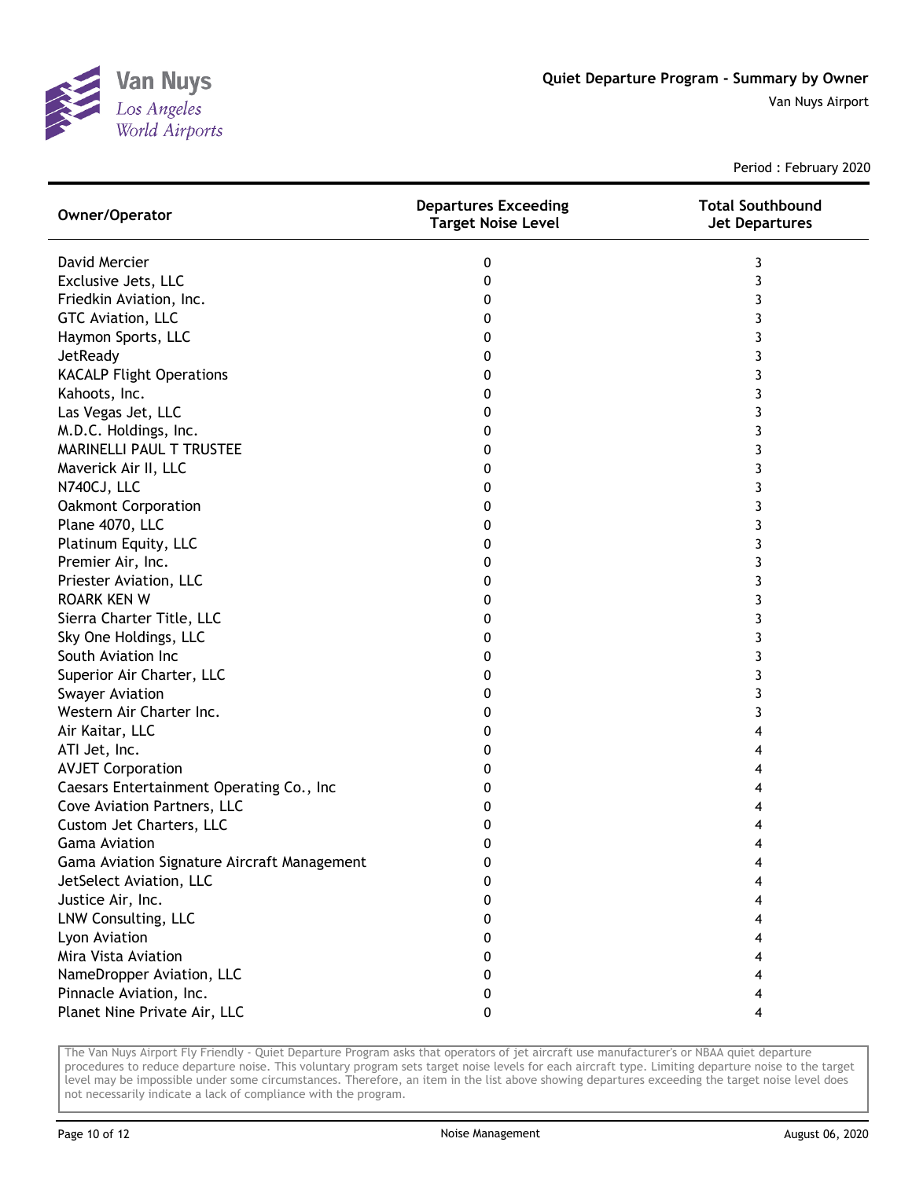# Quiet Departure Program - Summary by Owner

Van Nuys Airport

Period : February 2020

| Owner/Operator | Departures Exceeding Target Noise Level | Total Southbound Jet Departures |
|---|---|---|
| David Mercier | 0 | 3 |
| Exclusive Jets, LLC | 0 | 3 |
| Friedkin Aviation, Inc. | 0 | 3 |
| GTC Aviation, LLC | 0 | 3 |
| Haymon Sports, LLC | 0 | 3 |
| JetReady | 0 | 3 |
| KACALP Flight Operations | 0 | 3 |
| Kahoots, Inc. | 0 | 3 |
| Las Vegas Jet, LLC | 0 | 3 |
| M.D.C. Holdings, Inc. | 0 | 3 |
| MARINELLI PAUL T TRUSTEE | 0 | 3 |
| Maverick Air II, LLC | 0 | 3 |
| N740CJ, LLC | 0 | 3 |
| Oakmont Corporation | 0 | 3 |
| Plane 4070, LLC | 0 | 3 |
| Platinum Equity, LLC | 0 | 3 |
| Premier Air, Inc. | 0 | 3 |
| Priester Aviation, LLC | 0 | 3 |
| ROARK KEN W | 0 | 3 |
| Sierra Charter Title, LLC | 0 | 3 |
| Sky One Holdings, LLC | 0 | 3 |
| South Aviation Inc | 0 | 3 |
| Superior Air Charter, LLC | 0 | 3 |
| Swayer Aviation | 0 | 3 |
| Western Air Charter Inc. | 0 | 3 |
| Air Kaitar, LLC | 0 | 4 |
| ATI Jet, Inc. | 0 | 4 |
| AVJET Corporation | 0 | 4 |
| Caesars Entertainment Operating Co., Inc | 0 | 4 |
| Cove Aviation Partners, LLC | 0 | 4 |
| Custom Jet Charters, LLC | 0 | 4 |
| Gama Aviation | 0 | 4 |
| Gama Aviation Signature Aircraft Management | 0 | 4 |
| JetSelect Aviation, LLC | 0 | 4 |
| Justice Air, Inc. | 0 | 4 |
| LNW Consulting, LLC | 0 | 4 |
| Lyon Aviation | 0 | 4 |
| Mira Vista Aviation | 0 | 4 |
| NameDropper Aviation, LLC | 0 | 4 |
| Pinnacle Aviation, Inc. | 0 | 4 |
| Planet Nine Private Air, LLC | 0 | 4 |

The Van Nuys Airport Fly Friendly - Quiet Departure Program asks that operators of jet aircraft use manufacturer's or NBAA quiet departure procedures to reduce departure noise. This voluntary program sets target noise levels for each aircraft type. Limiting departure noise to the target level may be impossible under some circumstances. Therefore, an item in the list above showing departures exceeding the target noise level does not necessarily indicate a lack of compliance with the program.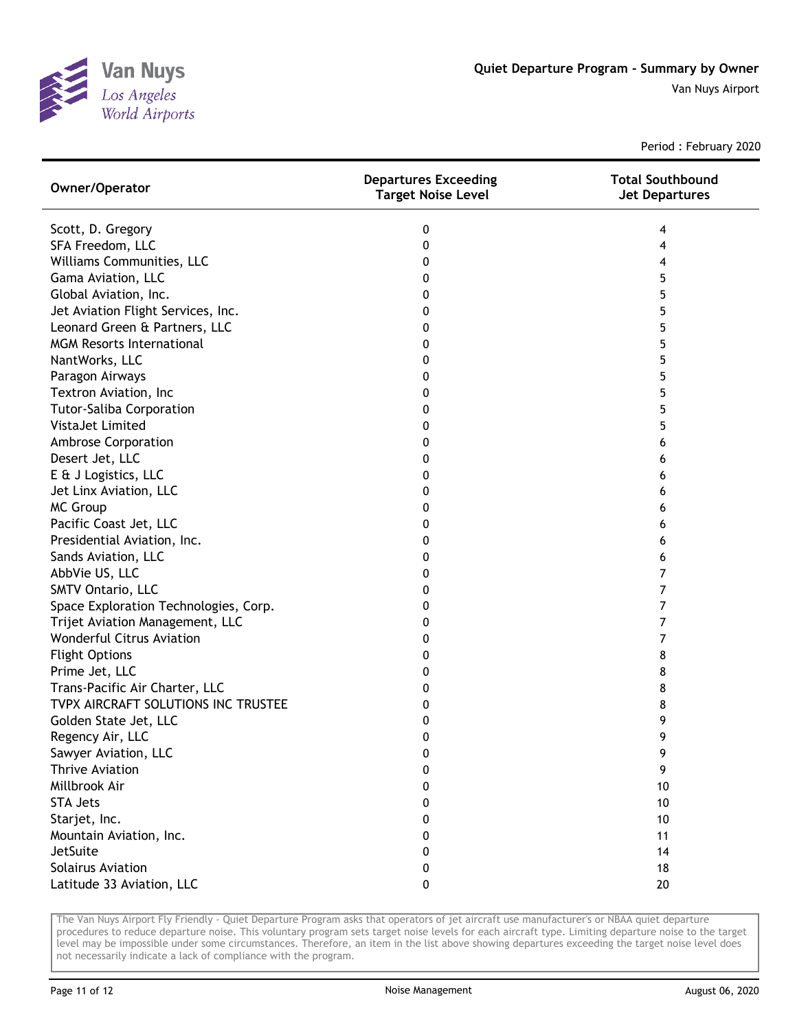Period : February 2020

| Owner/Operator | Departures Exceeding Target Noise Level | Total Southbound Jet Departures |
|---|---|---|
| Scott, D. Gregory | 0 | 4 |
| SFA Freedom, LLC | 0 | 4 |
| Williams Communities, LLC | 0 | 4 |
| Gama Aviation, LLC | 0 | 5 |
| Global Aviation, Inc. | 0 | 5 |
| Jet Aviation Flight Services, Inc. | 0 | 5 |
| Leonard Green & Partners, LLC | 0 | 5 |
| MGM Resorts International | 0 | 5 |
| NantWorks, LLC | 0 | 5 |
| Paragon Airways | 0 | 5 |
| Textron Aviation, Inc | 0 | 5 |
| Tutor-Saliba Corporation | 0 | 5 |
| VistaJet Limited | 0 | 5 |
| Ambrose Corporation | 0 | 6 |
| Desert Jet, LLC | 0 | 6 |
| E & J Logistics, LLC | 0 | 6 |
| Jet Linx Aviation, LLC | 0 | 6 |
| MC Group | 0 | 6 |
| Pacific Coast Jet, LLC | 0 | 6 |
| Presidential Aviation, Inc. | 0 | 6 |
| Sands Aviation, LLC | 0 | 6 |
| AbbVie US, LLC | 0 | 7 |
| SMTV Ontario, LLC | 0 | 7 |
| Space Exploration Technologies, Corp. | 0 | 7 |
| Trijet Aviation Management, LLC | 0 | 7 |
| Wonderful Citrus Aviation | 0 | 7 |
| Flight Options | 0 | 8 |
| Prime Jet, LLC | 0 | 8 |
| Trans-Pacific Air Charter, LLC | 0 | 8 |
| TVPX AIRCRAFT SOLUTIONS INC TRUSTEE | 0 | 8 |
| Golden State Jet, LLC | 0 | 9 |
| Regency Air, LLC | 0 | 9 |
| Sawyer Aviation, LLC | 0 | 9 |
| Thrive Aviation | 0 | 9 |
| Millbrook Air | 0 | 10 |
| STA Jets | 0 | 10 |
| Starjet, Inc. | 0 | 10 |
| Mountain Aviation, Inc. | 0 | 11 |
| JetSuite | 0 | 14 |
| Solairus Aviation | 0 | 18 |
| Latitude 33 Aviation, LLC | 0 | 20 |

The Van Nuys Airport Fly Friendly - Quiet Departure Program asks that operators of jet aircraft use manufacturer's or NBAA quiet departure procedures to reduce departure noise. This voluntary program sets target noise levels for each aircraft type. Limiting departure noise to the target level may be impossible under some circumstances. Therefore, an item in the list above showing departures exceeding the target noise level does not necessarily indicate a lack of compliance with the program.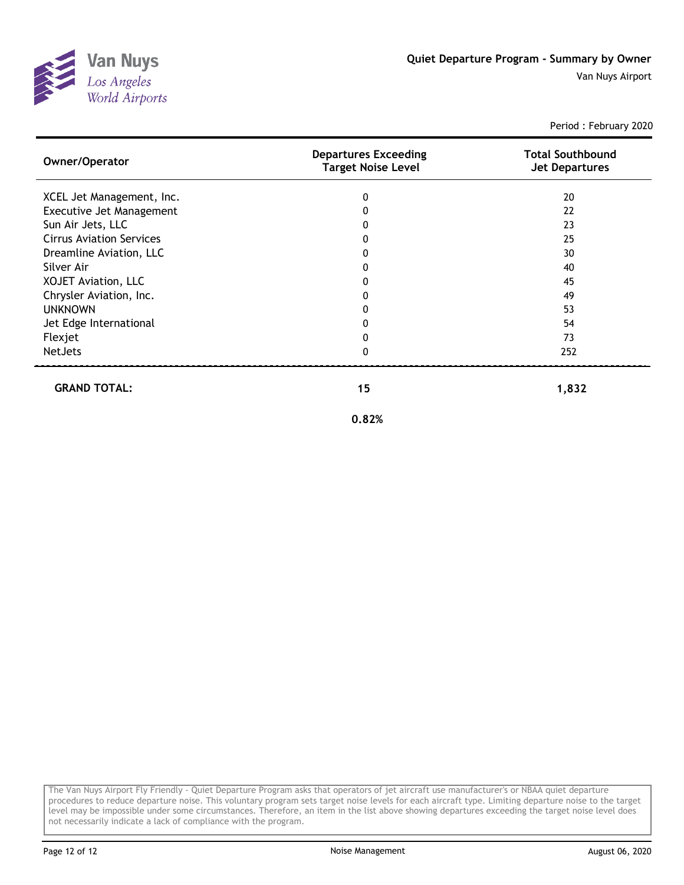Van Nuys
*Los Angeles World Airports*

## Quiet Departure Program - Summary by Owner

Van Nuys Airport

Period : February 2020

| Owner/Operator | Departures Exceeding Target Noise Level | Total Southbound Jet Departures |
|---|---|---|
| XCEL Jet Management, Inc. | 0 | 20 |
| Executive Jet Management | 0 | 22 |
| Sun Air Jets, LLC | 0 | 23 |
| Cirrus Aviation Services | 0 | 25 |
| Dreamline Aviation, LLC | 0 | 30 |
| Silver Air | 0 | 40 |
| XOJET Aviation, LLC | 0 | 45 |
| Chrysler Aviation, Inc. | 0 | 49 |
| UNKNOWN | 0 | 53 |
| Jet Edge International | 0 | 54 |
| Flexjet | 0 | 73 |
| NetJets | 0 | 252 |
| **GRAND TOTAL:** | **15** | **1,832** |
| | **0.82%** | |

The Van Nuys Airport Fly Friendly - Quiet Departure Program asks that operators of jet aircraft use manufacturer's or NBAA quiet departure procedures to reduce departure noise. This voluntary program sets target noise levels for each aircraft type. Limiting departure noise to the target level may be impossible under some circumstances. Therefore, an item in the list above showing departures exceeding the target noise level does not necessarily indicate a lack of compliance with the program.